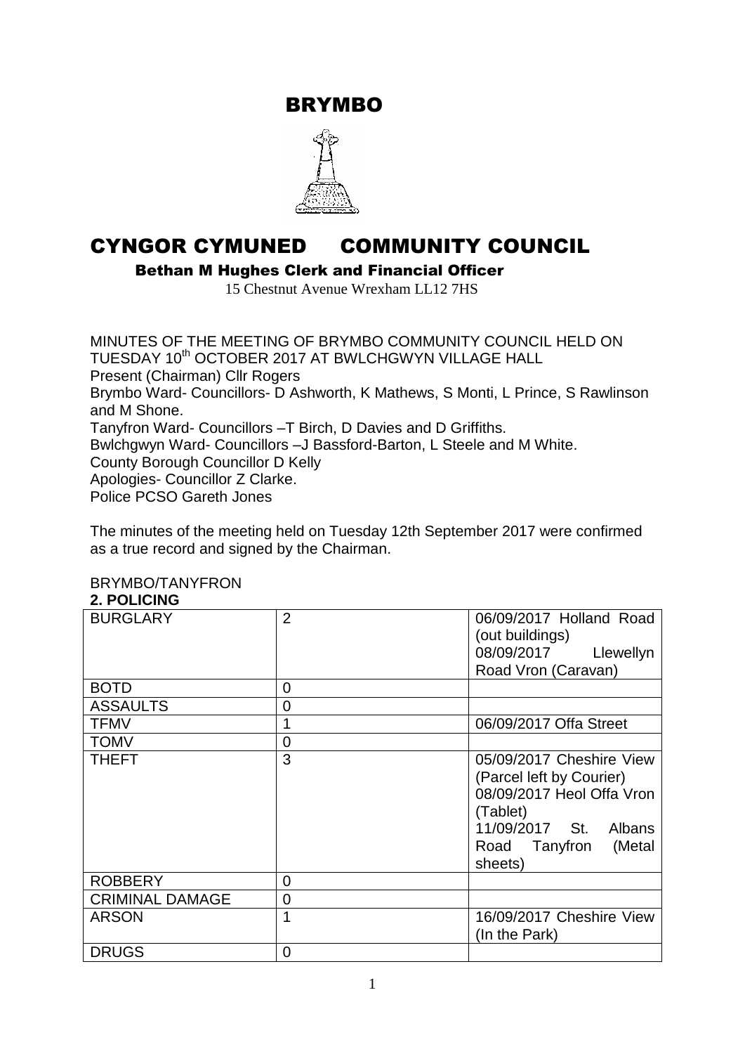# BRYMBO

# CYNGOR CYMUNED COMMUNITY COUNCIL

**Bethan M Hughes Clerk and Financial Officer**

15 Chestnut Avenue Wrexham LL12 7HS

MINUTES OF THE MEETING OF BRYMBO COMMUNITY COUNCIL HELD ON TUESDAY 10th OCTOBER 2017 AT BWLCHGWYN VILLAGE HALL
Present (Chairman) Cllr Rogers
Brymbo Ward- Councillors- D Ashworth, K Mathews, S Monti, L Prince, S Rawlinson and M Shone.
Tanyfron Ward- Councillors –T Birch, D Davies and D Griffiths.
Bwlchgwyn Ward- Councillors –J Bassford-Barton, L Steele and M White.
County Borough Councillor D Kelly
Apologies- Councillor Z Clarke.
Police PCSO Gareth Jones

The minutes of the meeting held on Tuesday 12th September 2017 were confirmed as a true record and signed by the Chairman.

BRYMBO/TANYFRON

**2. POLICING**

| BURGLARY | 2 | 06/09/2017 Holland Road (out buildings)<br>08/09/2017 Llewellyn Road Vron (Caravan) |
|---|---|---|
| BOTD | 0 | |
| ASSAULTS | 0 | |
| TFMV | 1 | 06/09/2017 Offa Street |
| TOMV | 0 | |
| THEFT | 3 | 05/09/2017 Cheshire View (Parcel left by Courier)<br>08/09/2017 Heol Offa Vron (Tablet)<br>11/09/2017 St. Albans Road Tanyfron (Metal sheets) |
| ROBBERY | 0 | |
| CRIMINAL DAMAGE | 0 | |
| ARSON | 1 | 16/09/2017 Cheshire View (In the Park) |
| DRUGS | 0 | |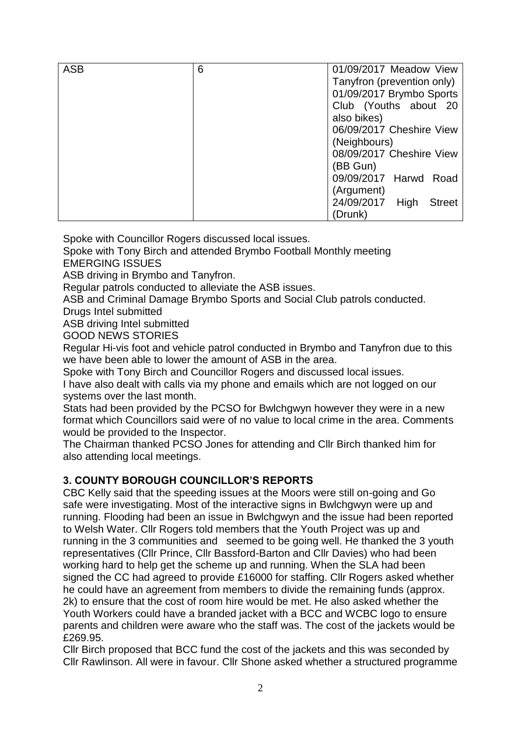| ASB | 6 | 01/09/2017 Meadow View Tanyfron (prevention only)<br>01/09/2017 Brymbo Sports Club (Youths about 20 also bikes)<br>06/09/2017 Cheshire View (Neighbours)<br>08/09/2017 Cheshire View (BB Gun)<br>09/09/2017 Harwd Road (Argument)<br>24/09/2017 High Street (Drunk) |
|---|---|---|

Spoke with Councillor Rogers discussed local issues.
Spoke with Tony Birch and attended Brymbo Football Monthly meeting
EMERGING ISSUES
ASB driving in Brymbo and Tanyfron.
Regular patrols conducted to alleviate the ASB issues.
ASB and Criminal Damage Brymbo Sports and Social Club patrols conducted.
Drugs Intel submitted
ASB driving Intel submitted
GOOD NEWS STORIES
Regular Hi-vis foot and vehicle patrol conducted in Brymbo and Tanyfron due to this we have been able to lower the amount of ASB in the area.
Spoke with Tony Birch and Councillor Rogers and discussed local issues.
I have also dealt with calls via my phone and emails which are not logged on our systems over the last month.
Stats had been provided by the PCSO for Bwlchgwyn however they were in a new format which Councillors said were of no value to local crime in the area. Comments would be provided to the Inspector.
The Chairman thanked PCSO Jones for attending and Cllr Birch thanked him for also attending local meetings.

## 3. COUNTY BOROUGH COUNCILLOR'S REPORTS

CBC Kelly said that the speeding issues at the Moors were still on-going and Go safe were investigating. Most of the interactive signs in Bwlchgwyn were up and running. Flooding had been an issue in Bwlchgwyn and the issue had been reported to Welsh Water. Cllr Rogers told members that the Youth Project was up and running in the 3 communities and seemed to be going well. He thanked the 3 youth representatives (Cllr Prince, Cllr Bassford-Barton and Cllr Davies) who had been working hard to help get the scheme up and running. When the SLA had been signed the CC had agreed to provide £16000 for staffing. Cllr Rogers asked whether he could have an agreement from members to divide the remaining funds (approx. 2k) to ensure that the cost of room hire would be met. He also asked whether the Youth Workers could have a branded jacket with a BCC and WCBC logo to ensure parents and children were aware who the staff was. The cost of the jackets would be £269.95.

Cllr Birch proposed that BCC fund the cost of the jackets and this was seconded by Cllr Rawlinson. All were in favour. Cllr Shone asked whether a structured programme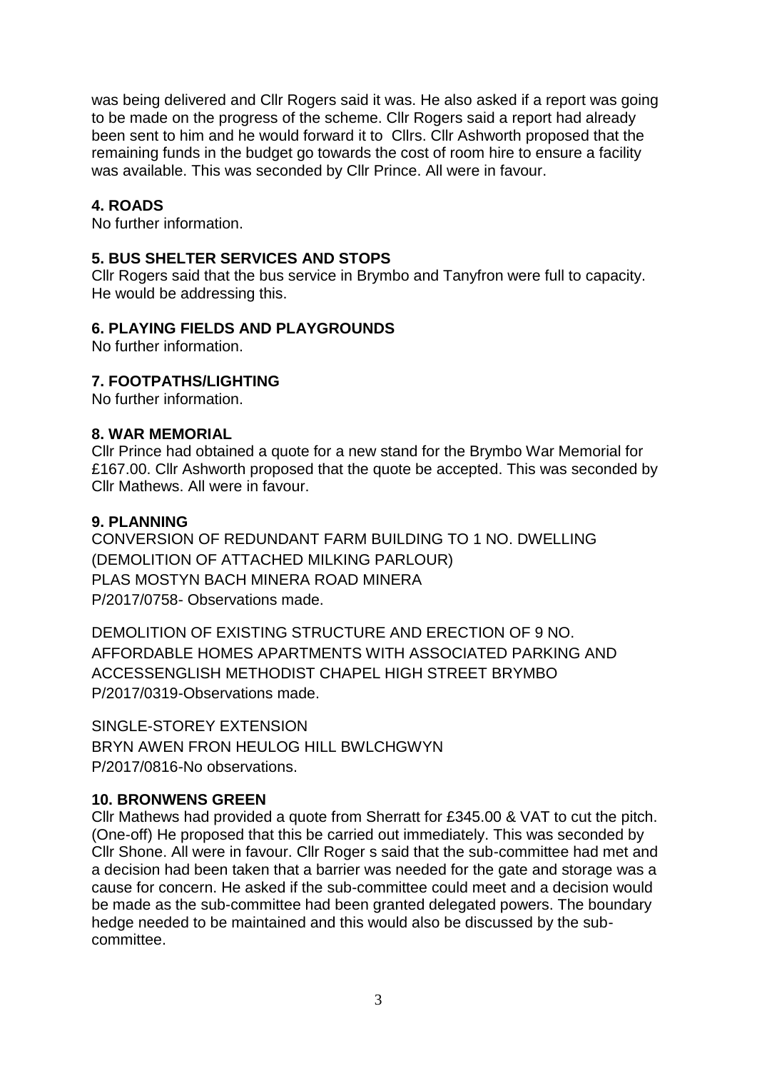was being delivered and Cllr Rogers said it was. He also asked if a report was going to be made on the progress of the scheme. Cllr Rogers said a report had already been sent to him and he would forward it to Cllrs. Cllr Ashworth proposed that the remaining funds in the budget go towards the cost of room hire to ensure a facility was available. This was seconded by Cllr Prince. All were in favour.

**4. ROADS**

No further information.

**5. BUS SHELTER SERVICES AND STOPS**

Cllr Rogers said that the bus service in Brymbo and Tanyfron were full to capacity. He would be addressing this.

**6. PLAYING FIELDS AND PLAYGROUNDS**

No further information.

**7. FOOTPATHS/LIGHTING**

No further information.

**8. WAR MEMORIAL**

Cllr Prince had obtained a quote for a new stand for the Brymbo War Memorial for £167.00. Cllr Ashworth proposed that the quote be accepted. This was seconded by Cllr Mathews. All were in favour.

**9. PLANNING**

CONVERSION OF REDUNDANT FARM BUILDING TO 1 NO. DWELLING (DEMOLITION OF ATTACHED MILKING PARLOUR)
PLAS MOSTYN BACH MINERA ROAD MINERA
P/2017/0758- Observations made.

DEMOLITION OF EXISTING STRUCTURE AND ERECTION OF 9 NO. AFFORDABLE HOMES APARTMENTS WITH ASSOCIATED PARKING AND ACCESSENGLISH METHODIST CHAPEL HIGH STREET BRYMBO
P/2017/0319-Observations made.

SINGLE-STOREY EXTENSION
BRYN AWEN FRON HEULOG HILL BWLCHGWYN
P/2017/0816-No observations.

**10. BRONWENS GREEN**

Cllr Mathews had provided a quote from Sherratt for £345.00 & VAT to cut the pitch. (One-off) He proposed that this be carried out immediately. This was seconded by Cllr Shone. All were in favour. Cllr Roger s said that the sub-committee had met and a decision had been taken that a barrier was needed for the gate and storage was a cause for concern. He asked if the sub-committee could meet and a decision would be made as the sub-committee had been granted delegated powers. The boundary hedge needed to be maintained and this would also be discussed by the sub-committee.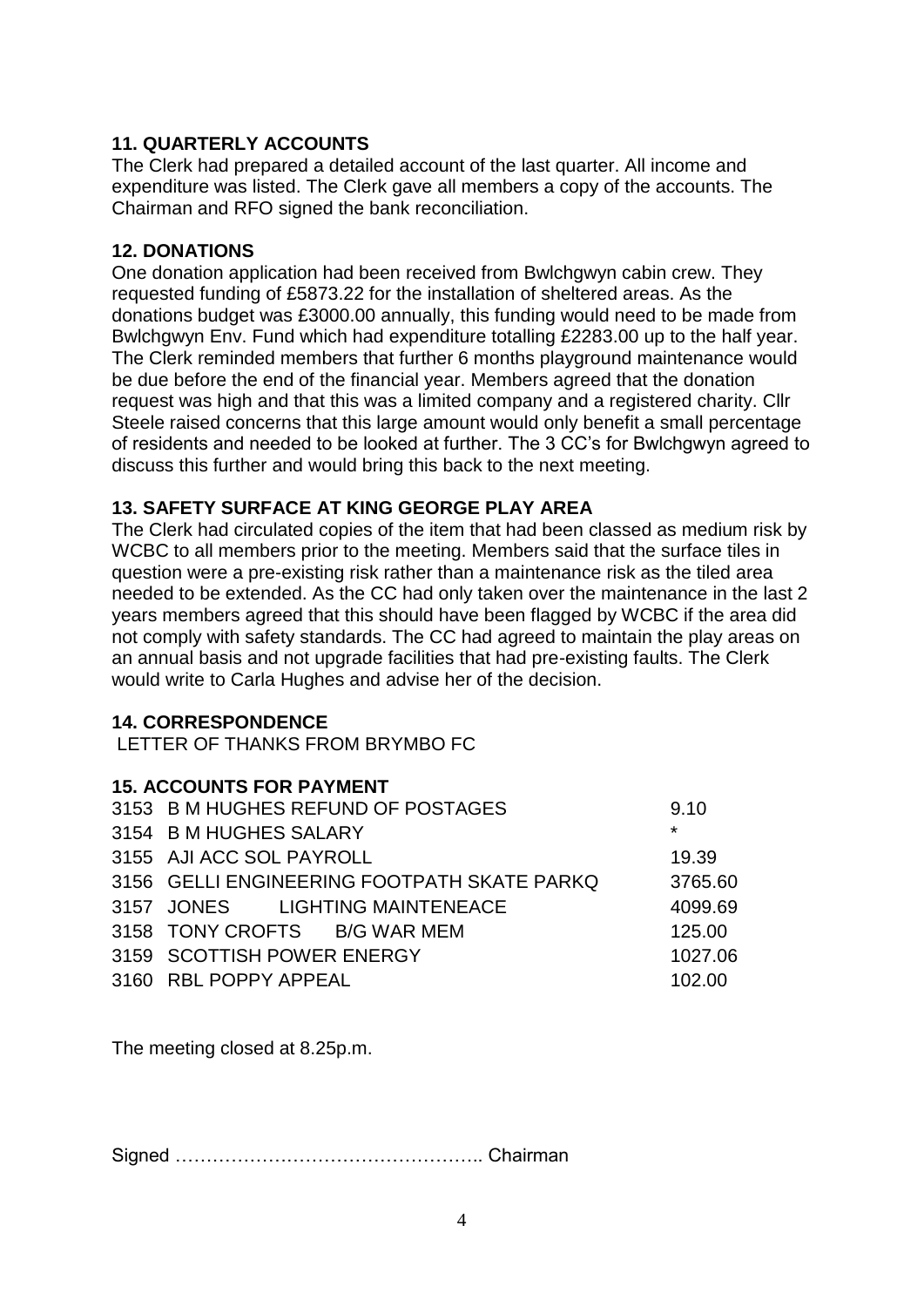## 11. QUARTERLY ACCOUNTS

The Clerk had prepared a detailed account of the last quarter. All income and expenditure was listed. The Clerk gave all members a copy of the accounts. The Chairman and RFO signed the bank reconciliation.

## 12. DONATIONS

One donation application had been received from Bwlchgwyn cabin crew. They requested funding of £5873.22 for the installation of sheltered areas. As the donations budget was £3000.00 annually, this funding would need to be made from Bwlchgwyn Env. Fund which had expenditure totalling £2283.00 up to the half year. The Clerk reminded members that further 6 months playground maintenance would be due before the end of the financial year. Members agreed that the donation request was high and that this was a limited company and a registered charity. Cllr Steele raised concerns that this large amount would only benefit a small percentage of residents and needed to be looked at further. The 3 CC's for Bwlchgwyn agreed to discuss this further and would bring this back to the next meeting.

## 13. SAFETY SURFACE AT KING GEORGE PLAY AREA

The Clerk had circulated copies of the item that had been classed as medium risk by WCBC to all members prior to the meeting. Members said that the surface tiles in question were a pre-existing risk rather than a maintenance risk as the tiled area needed to be extended. As the CC had only taken over the maintenance in the last 2 years members agreed that this should have been flagged by WCBC if the area did not comply with safety standards. The CC had agreed to maintain the play areas on an annual basis and not upgrade facilities that had pre-existing faults. The Clerk would write to Carla Hughes and advise her of the decision.

## 14. CORRESPONDENCE

LETTER OF THANKS FROM BRYMBO FC

## 15. ACCOUNTS FOR PAYMENT

| | | |
|---|---|---|
| 3153 | B M HUGHES REFUND OF POSTAGES | 9.10 |
| 3154 | B M HUGHES SALARY | * |
| 3155 | AJI ACC SOL PAYROLL | 19.39 |
| 3156 | GELLI ENGINEERING FOOTPATH SKATE PARKQ | 3765.60 |
| 3157 | JONES LIGHTING MAINTENEACE | 4099.69 |
| 3158 | TONY CROFTS B/G WAR MEM | 125.00 |
| 3159 | SCOTTISH POWER ENERGY | 1027.06 |
| 3160 | RBL POPPY APPEAL | 102.00 |

The meeting closed at 8.25p.m.

Signed ………………………………………….. Chairman